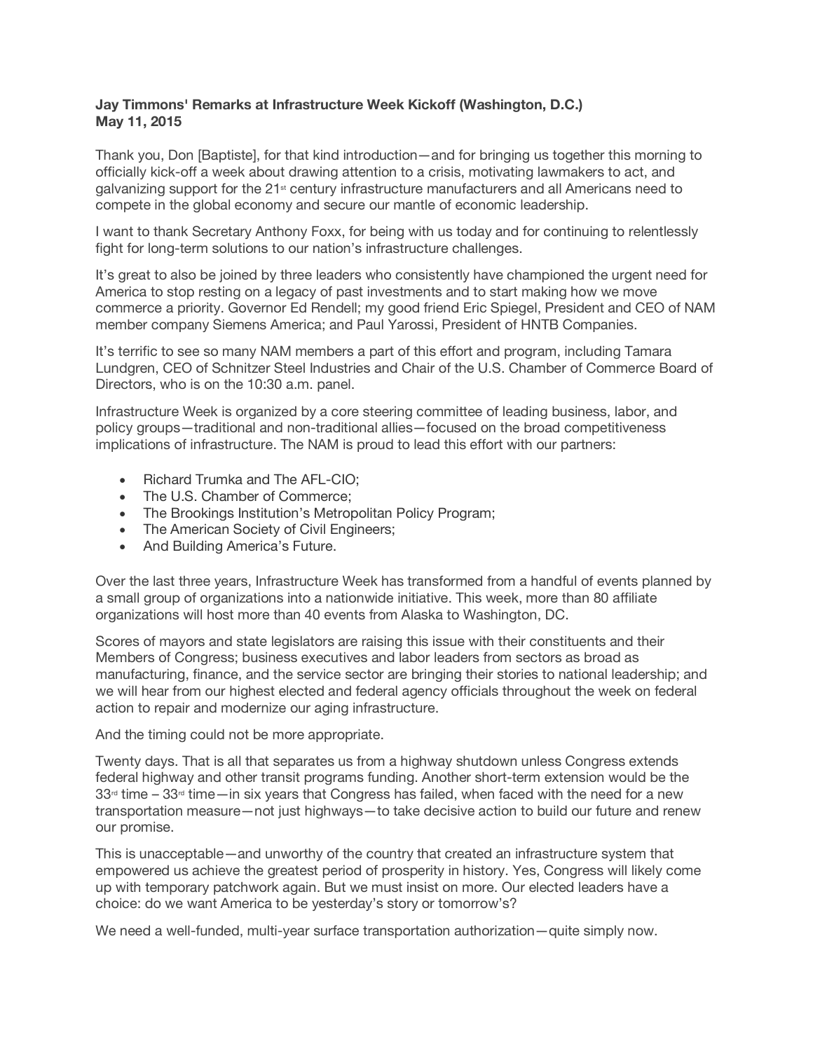**Jay Timmons' Remarks at Infrastructure Week Kickoff (Washington, D.C.)**
**May 11, 2015**

Thank you, Don [Baptiste], for that kind introduction—and for bringing us together this morning to officially kick-off a week about drawing attention to a crisis, motivating lawmakers to act, and galvanizing support for the 21st century infrastructure manufacturers and all Americans need to compete in the global economy and secure our mantle of economic leadership.

I want to thank Secretary Anthony Foxx, for being with us today and for continuing to relentlessly fight for long-term solutions to our nation's infrastructure challenges.

It's great to also be joined by three leaders who consistently have championed the urgent need for America to stop resting on a legacy of past investments and to start making how we move commerce a priority. Governor Ed Rendell; my good friend Eric Spiegel, President and CEO of NAM member company Siemens America; and Paul Yarossi, President of HNTB Companies.

It's terrific to see so many NAM members a part of this effort and program, including Tamara Lundgren, CEO of Schnitzer Steel Industries and Chair of the U.S. Chamber of Commerce Board of Directors, who is on the 10:30 a.m. panel.

Infrastructure Week is organized by a core steering committee of leading business, labor, and policy groups—traditional and non-traditional allies—focused on the broad competitiveness implications of infrastructure. The NAM is proud to lead this effort with our partners:

- Richard Trumka and The AFL-CIO;
- The U.S. Chamber of Commerce;
- The Brookings Institution's Metropolitan Policy Program;
- The American Society of Civil Engineers;
- And Building America's Future.

Over the last three years, Infrastructure Week has transformed from a handful of events planned by a small group of organizations into a nationwide initiative. This week, more than 80 affiliate organizations will host more than 40 events from Alaska to Washington, DC.

Scores of mayors and state legislators are raising this issue with their constituents and their Members of Congress; business executives and labor leaders from sectors as broad as manufacturing, finance, and the service sector are bringing their stories to national leadership; and we will hear from our highest elected and federal agency officials throughout the week on federal action to repair and modernize our aging infrastructure.

And the timing could not be more appropriate.

Twenty days. That is all that separates us from a highway shutdown unless Congress extends federal highway and other transit programs funding. Another short-term extension would be the 33rd time – 33rd time—in six years that Congress has failed, when faced with the need for a new transportation measure—not just highways—to take decisive action to build our future and renew our promise.

This is unacceptable—and unworthy of the country that created an infrastructure system that empowered us achieve the greatest period of prosperity in history. Yes, Congress will likely come up with temporary patchwork again. But we must insist on more. Our elected leaders have a choice: do we want America to be yesterday's story or tomorrow's?

We need a well-funded, multi-year surface transportation authorization—quite simply now.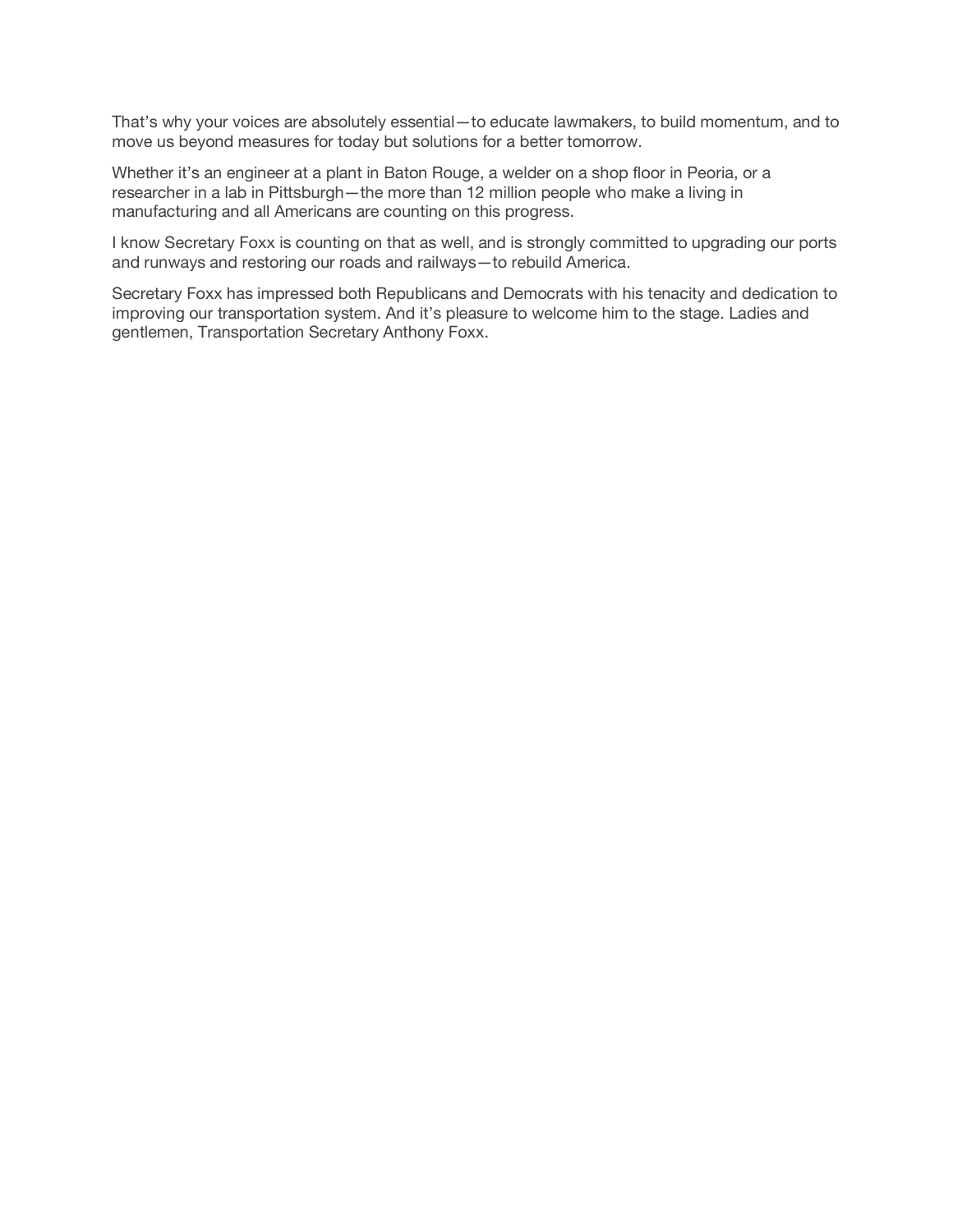That's why your voices are absolutely essential—to educate lawmakers, to build momentum, and to move us beyond measures for today but solutions for a better tomorrow.

Whether it's an engineer at a plant in Baton Rouge, a welder on a shop floor in Peoria, or a researcher in a lab in Pittsburgh—the more than 12 million people who make a living in manufacturing and all Americans are counting on this progress.

I know Secretary Foxx is counting on that as well, and is strongly committed to upgrading our ports and runways and restoring our roads and railways—to rebuild America.

Secretary Foxx has impressed both Republicans and Democrats with his tenacity and dedication to improving our transportation system. And it's pleasure to welcome him to the stage. Ladies and gentlemen, Transportation Secretary Anthony Foxx.